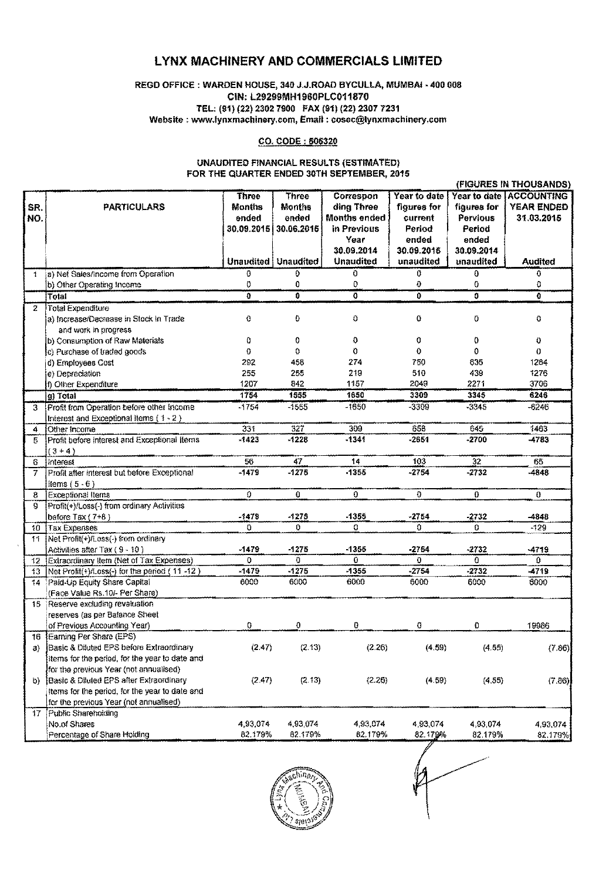# LYNX MACHINERY AND COMMERCIALS LIMITED

REGD OFFICE : WARDEN HOUSE, 340 J.J.ROAD BYCULLA, MUMBAI - 400 008
CIN: L29299MH1960PLC011870
TEL: (91) (22) 2302 7900 FAX (91) (22) 2307 7231
Website : www.lynxmachinery.com, Email : cosec@lynxmachinery.com

CO. CODE : 505320

UNAUDITED FINANCIAL RESULTS (ESTIMATED)
FOR THE QUARTER ENDED 30TH SEPTEMBER, 2015

(FIGURES IN THOUSANDS)

| SR. NO. | PARTICULARS | Three Months ended 30.09.2015 Unaudited | Three Months ended 30.06.2015 Unaudited | Corresponding Three Months ended in Previous Year 30.09.2014 Unaudited | Year to date figures for current Period ended 30.09.2015 unaudited | Year to date figures for Pervious Period ended 30.09.2014 unaudited | ACCOUNTING YEAR ENDED 31.03.2015 Audited |
|---|---|---|---|---|---|---|---|
| 1 | a) Net Sales/Income from Operation | 0 | 0 | 0 | 0 | 0 | 0 |
| | b) Other Operating Income | 0 | 0 | 0 | 0 | 0 | 0 |
| | Total | 0 | 0 | 0 | 0 | 0 | 0 |
| 2 | Total Expenditure | | | | | | |
| | a) Increase/Decrease in Stock in Trade and work in progress | 0 | 0 | 0 | 0 | 0 | 0 |
| | b) Consumption of Raw Materials | 0 | 0 | 0 | 0 | 0 | 0 |
| | c) Purchase of traded goods | 0 | 0 | 0 | 0 | 0 | 0 |
| | d) Employees Cost | 292 | 458 | 274 | 750 | 635 | 1264 |
| | e) Depreciation | 255 | 255 | 219 | 510 | 439 | 1276 |
| | f) Other Expenditure | 1207 | 842 | 1157 | 2049 | 2271 | 3706 |
| | g) Total | 1754 | 1555 | 1650 | 3309 | 3345 | 6246 |
| 3 | Profit from Operation before other Income Interest and Exceptional Items ( 1 - 2 ) | -1754 | -1555 | -1650 | -3309 | -3345 | -6246 |
| 4 | Other Income | 331 | 327 | 309 | 658 | 645 | 1463 |
| 5 | Profit before interest and Exceptional Items ( 3 + 4 ) | -1423 | -1228 | -1341 | -2651 | -2700 | -4783 |
| 6 | Interest | 56 | 47 | 14 | 103 | 32 | 65 |
| 7 | Profit after interest but before Exceptional Items ( 5 - 6 ) | -1479 | -1275 | -1355 | -2754 | -2732 | -4848 |
| 8 | Exceptional Items | 0 | 0 | 0 | 0 | 0 | 0 |
| 9 | Profit(+)/Loss(-) from ordinary Activities before Tax ( 7+8 ) | -1479 | -1275 | -1355 | -2754 | -2732 | -4848 |
| 10 | Tax Expenses | 0 | 0 | 0 | 0 | 0 | -129 |
| 11 | Net Profit(+)/Loss(-) from ordinary Activities after Tax ( 9 - 10 ) | -1479 | -1275 | -1355 | -2754 | -2732 | -4719 |
| 12 | Extraordinary Item (Net of Tax Expenses) | 0 | 0 | 0 | 0 | 0 | 0 |
| 13 | Net Profit(+)/Loss(-) for the period ( 11 -12 ) | -1479 | -1275 | -1355 | -2754 | -2732 | -4719 |
| 14 | Paid-Up Equity Share Capital (Face Value Rs.10/- Per Share) | 6000 | 6000 | 6000 | 6000 | 6000 | 6000 |
| 15 | Reserve excluding revaluation reserves (as per Balance Sheet of Previous Accounting Year) | 0 | 0 | 0 | 0 | 0 | 19986 |
| 16 | Earning Per Share (EPS) | | | | | | |
| a) | Basic & Diluted EPS before Extraordinary items for the period, for the year to date and for the previous Year (not annualised) | (2.47) | (2.13) | (2.26) | (4.59) | (4.55) | (7.86) |
| b) | Basic & Diluted EPS after Extraordinary Items for the period, for the year to date and for the previous Year (not annualised) | (2.47) | (2.13) | (2.26) | (4.59) | (4.55) | (7.86) |
| 17 | Public Shareholding | | | | | | |
| | No.of Shares | 4,93,074 | 4,93,074 | 4,93,074 | 4,93,074 | 4,93,074 | 4,93,074 |
| | Percentage of Share Holding | 82.179% | 82.179% | 82.179% | 82.179% | 82.179% | 82.179% |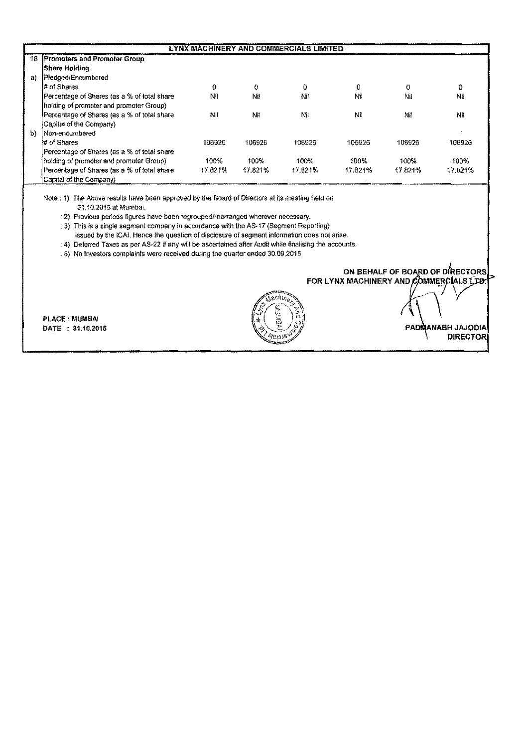| | LYNX MACHINERY AND COMMERCIALS LIMITED | | | | | | |
|---|---|---|---|---|---|---|---|
| 18 | **Promoters and Promoter Group Share Holding** | | | | | | |
| a) | Pledged/Encumbered | | | | | | |
| | # of Shares | 0 | 0 | 0 | 0 | 0 | 0 |
| | Percentage of Shares (as a % of total share holding of promoter and promoter Group) | Nil | Nil | Nil | Nil | Nil | Nil |
| | Percentage of Shares (as a % of total share Capital of the Company) | Nil | Nil | Nil | Nil | Nil | Nil |
| b) | Non-encumbered | | | | | | |
| | # of Shares | 106926 | 106926 | 106926 | 106926 | 106926 | 106926 |
| | Percentage of Shares (as a % of total share holding of promoter and promoter Group) | 100% | 100% | 100% | 100% | 100% | 100% |
| | Percentage of Shares (as a % of total share Capital of the Company) | 17.821% | 17.821% | 17.821% | 17.821% | 17.821% | 17.821% |

Note : 1) The Above results have been approved by the Board of Directors at its meeting held on 31.10.2015 at Mumbai.

: 2) Previous periods figures have been regrouped/rearranged wherever necessary.

: 3) This is a single segment company in accordance with the AS-17 (Segment Reporting) issued by the ICAI. Hence the question of disclosure of segment information does not arise.

: 4) Deferred Taxes as per AS-22 if any will be ascertained after Audit while finalising the accounts.

. 6) No Investors complaints were received during the quarter ended 30.09.2015

ON BEHALF OF BOARD OF DIRECTORS
FOR LYNX MACHINERY AND COMMERCIALS LTD.

PLACE : MUMBAI
DATE : 31.10.2015

PADMANABH JAJODIA
DIRECTOR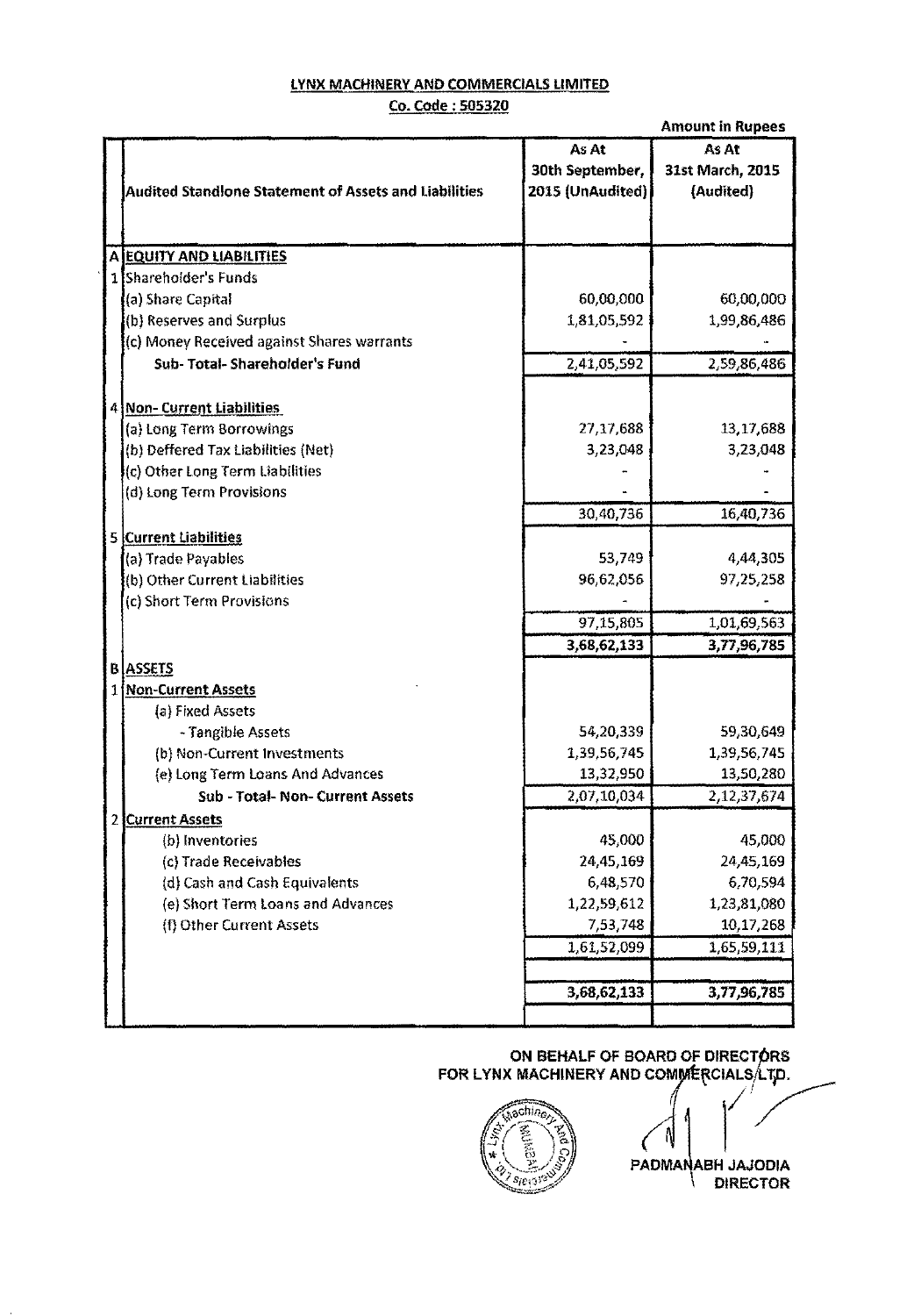# LYNX MACHINERY AND COMMERCIALS LIMITED

**Co. Code : 505320**

Amount in Rupees

| | Audited Standlone Statement of Assets and Liabilities | As At 30th September, 2015 (UnAudited) | As At 31st March, 2015 (Audited) |
|---|---|---|---|
| A | **EQUITY AND LIABILITIES** | | |
| 1 | Shareholder's Funds | | |
| | (a) Share Capital | 60,00,000 | 60,00,000 |
| | (b) Reserves and Surplus | 1,81,05,592 | 1,99,86,486 |
| | (c) Money Received against Shares warrants | - | - |
| | **Sub- Total- Shareholder's Fund** | 2,41,05,592 | 2,59,86,486 |
| 4 | **Non- Current Liabilities** | | |
| | (a) Long Term Borrowings | 27,17,688 | 13,17,688 |
| | (b) Deffered Tax Liabilities (Net) | 3,23,048 | 3,23,048 |
| | (c) Other Long Term Liabilities | - | - |
| | (d) Long Term Provisions | - | - |
| | | 30,40,736 | 16,40,736 |
| 5 | **Current Liabilities** | | |
| | (a) Trade Payables | 53,749 | 4,44,305 |
| | (b) Other Current Liabilities | 96,62,056 | 97,25,258 |
| | (c) Short Term Provisions | - | - |
| | | 97,15,805 | 1,01,69,563 |
| | | 3,68,62,133 | 3,77,96,785 |
| B | **ASSETS** | | |
| 1 | **Non-Current Assets** | | |
| | (a) Fixed Assets | | |
| | - Tangible Assets | 54,20,339 | 59,30,649 |
| | (b) Non-Current Investments | 1,39,56,745 | 1,39,56,745 |
| | (e) Long Term Loans And Advances | 13,32,950 | 13,50,280 |
| | **Sub - Total- Non- Current Assets** | 2,07,10,034 | 2,12,37,674 |
| 2 | **Current Assets** | | |
| | (b) Inventories | 45,000 | 45,000 |
| | (c) Trade Receivables | 24,45,169 | 24,45,169 |
| | (d) Cash and Cash Equivalents | 6,48,570 | 6,70,594 |
| | (e) Short Term Loans and Advances | 1,22,59,612 | 1,23,81,080 |
| | (f) Other Current Assets | 7,53,748 | 10,17,268 |
| | | 1,61,52,099 | 1,65,59,111 |
| | | 3,68,62,133 | 3,77,96,785 |

ON BEHALF OF BOARD OF DIRECTORS
FOR LYNX MACHINERY AND COMMERCIALS LTD.

PADMANABH JAJODIA
DIRECTOR